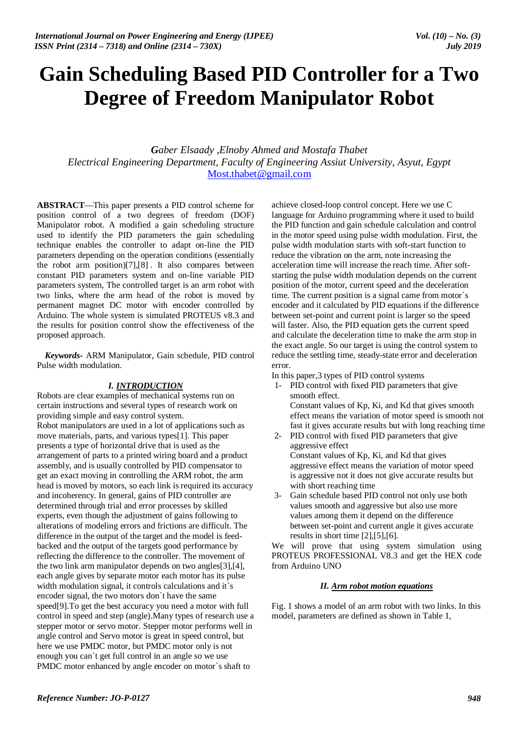# Gain Scheduling Based PID Controller for a Two Degree of Freedom Manipulator Robot

*Gaber Elsaady ,Elnoby Ahmed and Mostafa Thabet*
*Electrical Engineering Department, Faculty of Engineering Assiut University, Asyut, Egypt*
Most.thabet@gmail.com

**ABSTRACT**—This paper presents a PID control scheme for position control of a two degrees of freedom (DOF) Manipulator robot. A modified a gain scheduling structure used to identify the PID parameters the gain scheduling technique enables the controller to adapt on-line the PID parameters depending on the operation conditions (essentially the robot arm position)[7],[8] . It also compares between constant PID parameters system and on-line variable PID parameters system, The controlled target is an arm robot with two links, where the arm head of the robot is moved by permanent magnet DC motor with encoder controlled by Arduino. The whole system is simulated PROTEUS v8.3 and the results for position control show the effectiveness of the proposed approach.

***Keywords***- ARM Manipulator, Gain schedule, PID control Pulse width modulation.

## *I. INTRODUCTION*

Robots are clear examples of mechanical systems run on certain instructions and several types of research work on providing simple and easy control system.

Robot manipulators are used in a lot of applications such as move materials, parts, and various types[1]. This paper presents a type of horizontal drive that is used as the arrangement of parts to a printed wiring board and a product assembly, and is usually controlled by PID compensator to get an exact moving in controlling the ARM robot, the arm head is moved by motors, so each link is required its accuracy and incoherency. In general, gains of PID controller are determined through trial and error processes by skilled experts, even though the adjustment of gains following to alterations of modeling errors and frictions are difficult. The difference in the output of the target and the model is feed-backed and the output of the targets good performance by reflecting the difference to the controller. The movement of the two link arm manipulator depends on two angles[3],[4], each angle gives by separate motor each motor has its pulse width modulation signal, it controls calculations and it`s encoder signal, the two motors don`t have the same speed[9].To get the best accuracy you need a motor with full control in speed and step (angle).Many types of research use a stepper motor or servo motor. Stepper motor performs well in angle control and Servo motor is great in speed control, but here we use PMDC motor, but PMDC motor only is not enough you can`t get full control in an angle so we use PMDC motor enhanced by angle encoder on motor`s shaft to achieve closed-loop control concept. Here we use C language for Arduino programming where it used to build the PID function and gain schedule calculation and control in the motor speed using pulse width modulation. First, the pulse width modulation starts with soft-start function to reduce the vibration on the arm, note increasing the acceleration time will increase the reach time. After soft-starting the pulse width modulation depends on the current position of the motor, current speed and the deceleration time. The current position is a signal came from motor`s encoder and it calculated by PID equations if the difference between set-point and current point is larger so the speed will faster. Also, the PID equation gets the current speed and calculate the deceleration time to make the arm stop in the exact angle. So our target is using the control system to reduce the settling time, steady-state error and deceleration error.

In this paper,3 types of PID control systems

1- PID control with fixed PID parameters that give smooth effect.
   Constant values of Kp, Ki, and Kd that gives smooth effect means the variation of motor speed is smooth not fast it gives accurate results but with long reaching time
2- PID control with fixed PID parameters that give aggressive effect
   Constant values of Kp, Ki, and Kd that gives aggressive effect means the variation of motor speed is aggressive not it does not give accurate results but with short reaching time
3- Gain schedule based PID control not only use both values smooth and aggressive but also use more values among them it depend on the difference between set-point and current angle it gives accurate results in short time [2],[5],[6].

We will prove that using system simulation using PROTEUS PROFESSIONAL V8.3 and get the HEX code from Arduino UNO

## *II. Arm robot motion equations*

Fig. 1 shows a model of an arm robot with two links. In this model, parameters are defined as shown in Table 1,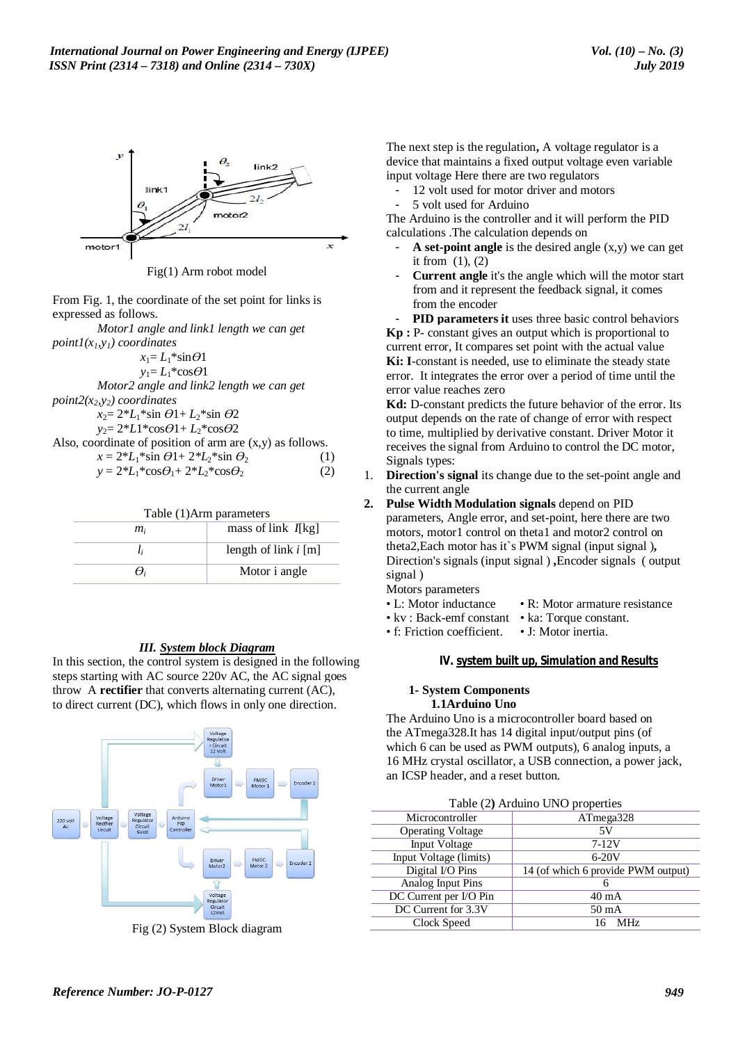Fig(1) Arm robot model

From Fig. 1, the coordinate of the set point for links is expressed as follows.

*Motor1 angle and link1 length we can get point1($x_1$,$y_1$) coordinates*

$$x_1 = L_1 * \sin\Theta 1$$

$$y_1 = L_1 * \cos\Theta 1$$

*Motor2 angle and link2 length we can get point2($x_2$,$y_2$) coordinates*

$$x_2 = 2*L_1 * \sin\Theta 1 + L_2 * \sin\Theta 2$$

$$y_2 = 2*L1 * \cos\Theta 1 + L_2 * \cos\Theta 2$$

Also, coordinate of position of arm are (x,y) as follows.

$$x = 2*L_1 * \sin\Theta 1 + 2*L_2 * \sin\Theta_2 \quad (1)$$

$$y = 2*L_1 * \cos\Theta_1 + 2*L_2 * \cos\Theta_2 \quad (2)$$

Table (1)Arm parameters

| $m_i$ | mass of link $I$[kg] |
|---|---|
| $l_i$ | length of link $i$ [m] |
| $\Theta_i$ | Motor i angle |

### III. System block Diagram

In this section, the control system is designed in the following steps starting with AC source 220v AC, the AC signal goes throw A **rectifier** that converts alternating current (AC), to direct current (DC), which flows in only one direction.

Fig (2) System Block diagram

The next step is the regulation**,** A voltage regulator is a device that maintains a fixed output voltage even variable input voltage Here there are two regulators

- 12 volt used for motor driver and motors
- 5 volt used for Arduino

The Arduino is the controller and it will perform the PID calculations .The calculation depends on

- **A set-point angle** is the desired angle (x,y) we can get it from (1), (2)
- **Current angle** it's the angle which will the motor start from and it represent the feedback signal, it comes from the encoder
- **PID parameters it** uses three basic control behaviors

**Kp :** P- constant gives an output which is proportional to current error, It compares set point with the actual value

**Ki: I**-constant is needed, use to eliminate the steady state error. It integrates the error over a period of time until the error value reaches zero

**Kd:** D-constant predicts the future behavior of the error. Its output depends on the rate of change of error with respect to time, multiplied by derivative constant. Driver Motor it receives the signal from Arduino to control the DC motor, Signals types:

1. **Direction's signal** its change due to the set-point angle and the current angle
2. **Pulse Width Modulation signals** depend on PID parameters, Angle error, and set-point, here there are two motors, motor1 control on theta1 and motor2 control on theta2,Each motor has it`s PWM signal (input signal )**,** Direction's signals (input signal ) **,**Encoder signals ( output signal )

Motors parameters

- L: Motor inductance
- R: Motor armature resistance
- kv : Back-emf constant
- ka: Torque constant.
- f: Friction coefficient.
- J: Motor inertia.

## IV. system built up, Simulation and Results

### 1- System Components

#### 1.1Arduino Uno

The Arduino Uno is a microcontroller board based on the ATmega328.It has 14 digital input/output pins (of which 6 can be used as PWM outputs), 6 analog inputs, a 16 MHz crystal oscillator, a USB connection, a power jack, an ICSP header, and a reset button.

Table (2**)** Arduino UNO properties

| Microcontroller | ATmega328 |
|---|---|
| Operating Voltage | 5V |
| Input Voltage | 7-12V |
| Input Voltage (limits) | 6-20V |
| Digital I/O Pins | 14 (of which 6 provide PWM output) |
| Analog Input Pins | 6 |
| DC Current per I/O Pin | 40 mA |
| DC Current for 3.3V | 50 mA |
| Clock Speed | 16 MHz |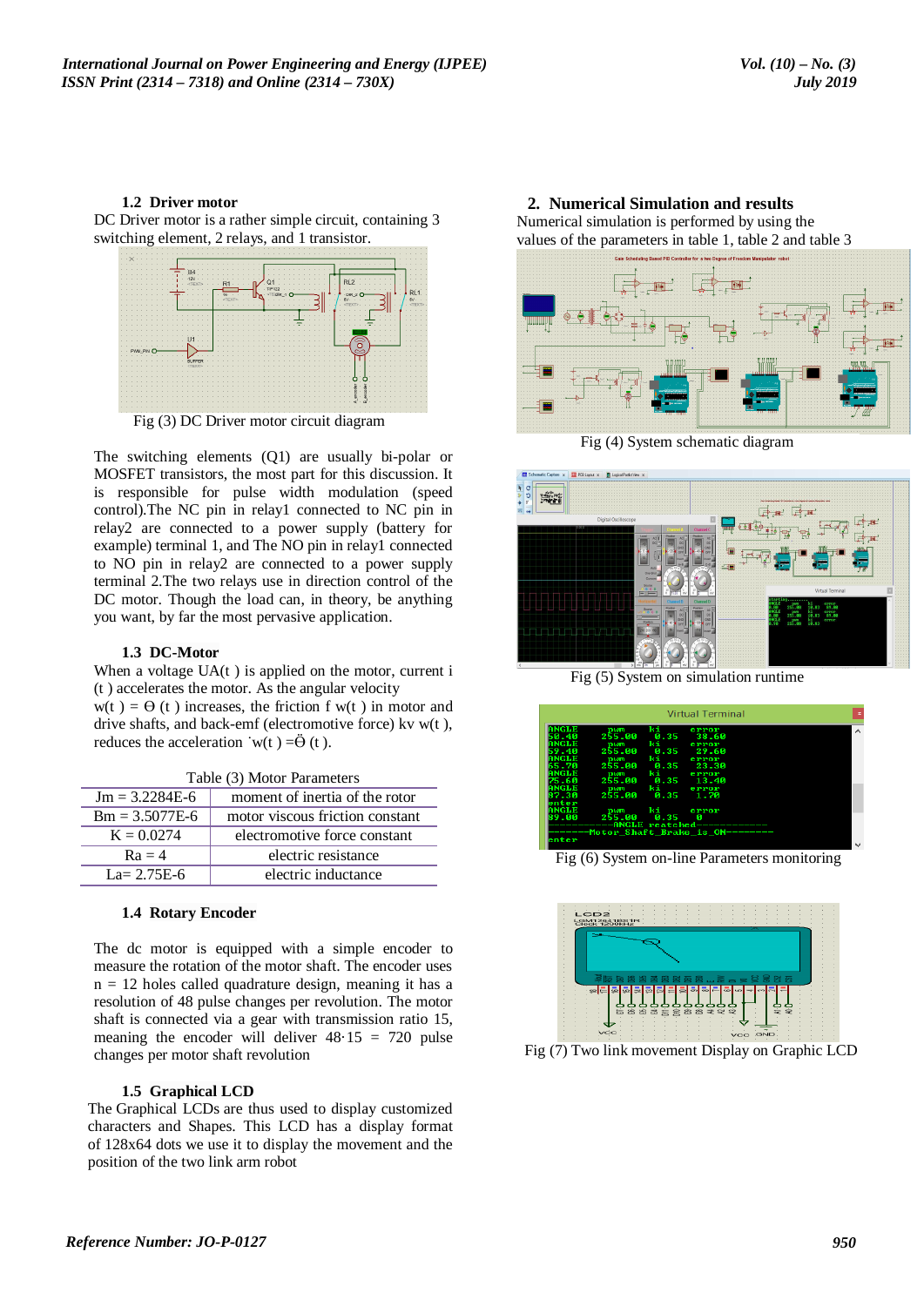### 1.2 Driver motor

DC Driver motor is a rather simple circuit, containing 3 switching element, 2 relays, and 1 transistor.

Fig (3) DC Driver motor circuit diagram

The switching elements (Q1) are usually bi-polar or MOSFET transistors, the most part for this discussion. It is responsible for pulse width modulation (speed control).The NC pin in relay1 connected to NC pin in relay2 are connected to a power supply (battery for example) terminal 1, and The NO pin in relay1 connected to NO pin in relay2 are connected to a power supply terminal 2.The two relays use in direction control of the DC motor. Though the load can, in theory, be anything you want, by far the most pervasive application.

### 1.3 DC-Motor

When a voltage UA(t ) is applied on the motor, current i (t ) accelerates the motor. As the angular velocity w(t ) = Θ (t ) increases, the friction f w(t ) in motor and drive shafts, and back-emf (electromotive force) kv w(t ), reduces the acceleration ˙w(t ) =Ö (t ).

Table (3) Motor Parameters

| | |
|---|---|
| Jm = 3.2284E-6 | moment of inertia of the rotor |
| Bm = 3.5077E-6 | motor viscous friction constant |
| K = 0.0274 | electromotive force constant |
| Ra = 4 | electric resistance |
| La= 2.75E-6 | electric inductance |

### 1.4 Rotary Encoder

The dc motor is equipped with a simple encoder to measure the rotation of the motor shaft. The encoder uses n = 12 holes called quadrature design, meaning it has a resolution of 48 pulse changes per revolution. The motor shaft is connected via a gear with transmission ratio 15, meaning the encoder will deliver 48·15 = 720 pulse changes per motor shaft revolution

### 1.5 Graphical LCD

The Graphical LCDs are thus used to display customized characters and Shapes. This LCD has a display format of 128x64 dots we use it to display the movement and the position of the two link arm robot

## 2. Numerical Simulation and results

Numerical simulation is performed by using the values of the parameters in table 1, table 2 and table 3

Fig (4) System schematic diagram

Fig (5) System on simulation runtime

Fig (6) System on-line Parameters monitoring

Fig (7) Two link movement Display on Graphic LCD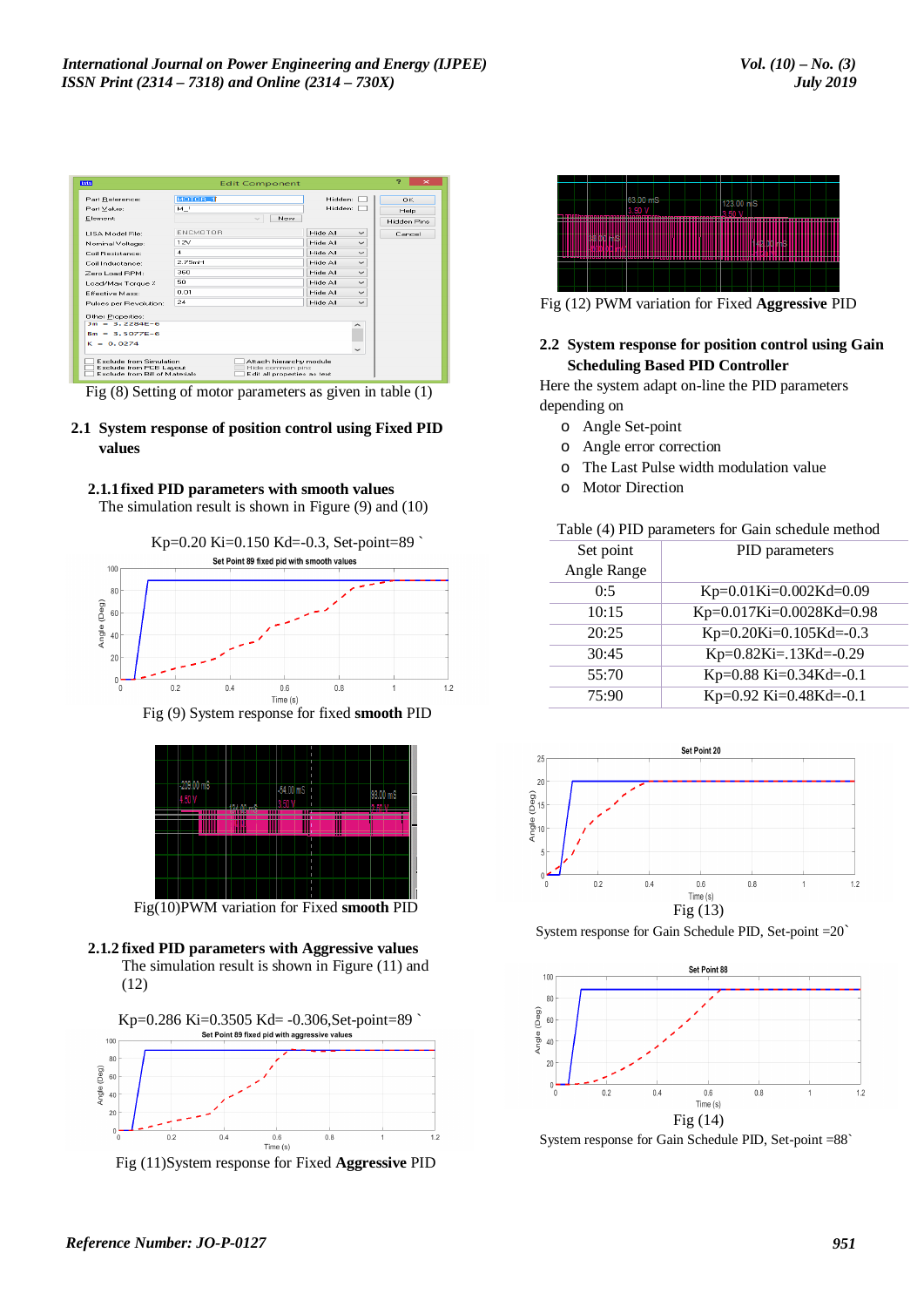Fig (8) Setting of motor parameters as given in table (1)

## 2.1 System response of position control using Fixed PID values

### 2.1.1 fixed PID parameters with smooth values

The simulation result is shown in Figure (9) and (10)

Kp=0.20 Ki=0.150 Kd=-0.3, Set-point=89 `

Fig (9) System response for fixed **smooth** PID

Fig(10)PWM variation for Fixed **smooth** PID

### 2.1.2 fixed PID parameters with Aggressive values

The simulation result is shown in Figure (11) and (12)

Kp=0.286 Ki=0.3505 Kd= -0.306,Set-point=89 `

Fig (11)System response for Fixed **Aggressive** PID

Fig (12) PWM variation for Fixed **Aggressive** PID

## 2.2 System response for position control using Gain Scheduling Based PID Controller

Here the system adapt on-line the PID parameters depending on

- Angle Set-point
- Angle error correction
- The Last Pulse width modulation value
- Motor Direction

Table (4) PID parameters for Gain schedule method

| Set point Angle Range | PID parameters |
|---|---|
| 0:5 | Kp=0.01Ki=0.002Kd=0.09 |
| 10:15 | Kp=0.017Ki=0.0028Kd=0.98 |
| 20:25 | Kp=0.20Ki=0.105Kd=-0.3 |
| 30:45 | Kp=0.82Ki=.13Kd=-0.29 |
| 55:70 | Kp=0.88 Ki=0.34Kd=-0.1 |
| 75:90 | Kp=0.92 Ki=0.48Kd=-0.1 |

Fig (13)

System response for Gain Schedule PID, Set-point =20`

Fig (14)

System response for Gain Schedule PID, Set-point =88`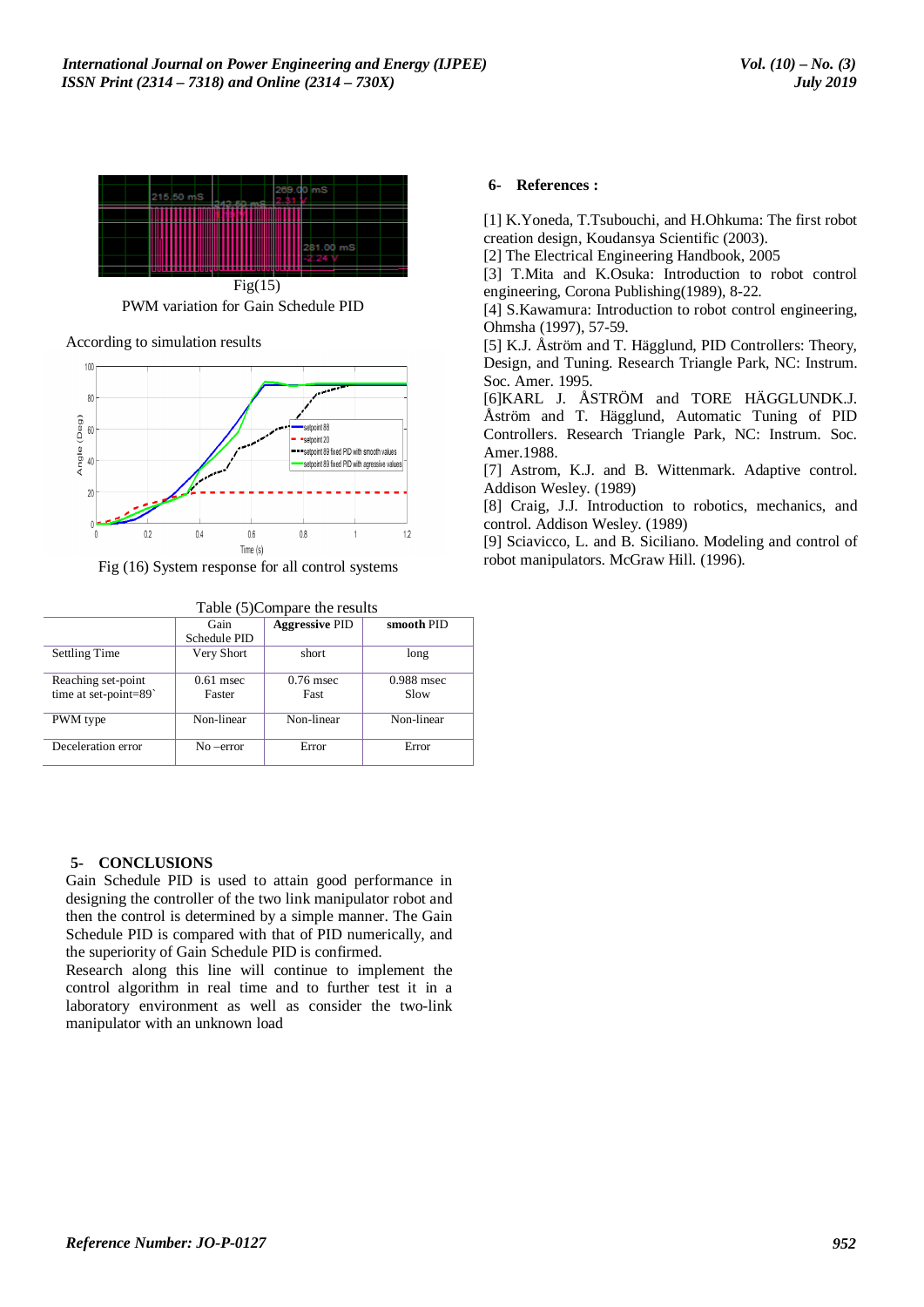215.50 mS

242.50 mS

269.00 mS

2.31 V

281.00 mS

2.24 V

Fig(15)

PWM variation for Gain Schedule PID

According to simulation results

100

80

60

40

20

0

Angle (Deg)

0

0.2

0.4

0.6

0.8

1

1.2

Time (s)

setpoint 88

setpoint 20

setpoint 89 fixed PID with smooth values

setpoint 89 fixed PID with agressive values

Fig (16) System response for all control systems

Table (5)Compare the results

| | Gain Schedule PID | **Aggressive** PID | **smooth** PID |
|---|---|---|---|
| Settling Time | Very Short | short | long |
| Reaching set-point time at set-point=89` | 0.61 msec Faster | 0.76 msec Fast | 0.988 msec Slow |
| PWM type | Non-linear | Non-linear | Non-linear |
| Deceleration error | No –error | Error | Error |

## 5- CONCLUSIONS

Gain Schedule PID is used to attain good performance in designing the controller of the two link manipulator robot and then the control is determined by a simple manner. The Gain Schedule PID is compared with that of PID numerically, and the superiority of Gain Schedule PID is confirmed.

Research along this line will continue to implement the control algorithm in real time and to further test it in a laboratory environment as well as consider the two-link manipulator with an unknown load

## 6- References :

[1] K.Yoneda, T.Tsubouchi, and H.Ohkuma: The first robot creation design, Koudansya Scientific (2003).

[2] The Electrical Engineering Handbook, 2005

[3] T.Mita and K.Osuka: Introduction to robot control engineering, Corona Publishing(1989), 8-22.

[4] S.Kawamura: Introduction to robot control engineering, Ohmsha (1997), 57-59.

[5] K.J. Åström and T. Hägglund, PID Controllers: Theory, Design, and Tuning. Research Triangle Park, NC: Instrum. Soc. Amer. 1995.

[6]KARL J. ÅSTRÖM and TORE HÄGGLUNDK.J. Åström and T. Hägglund, Automatic Tuning of PID Controllers. Research Triangle Park, NC: Instrum. Soc. Amer.1988.

[7] Astrom, K.J. and B. Wittenmark. Adaptive control. Addison Wesley. (1989)

[8] Craig, J.J. Introduction to robotics, mechanics, and control. Addison Wesley. (1989)

[9] Sciavicco, L. and B. Siciliano. Modeling and control of robot manipulators. McGraw Hill. (1996).